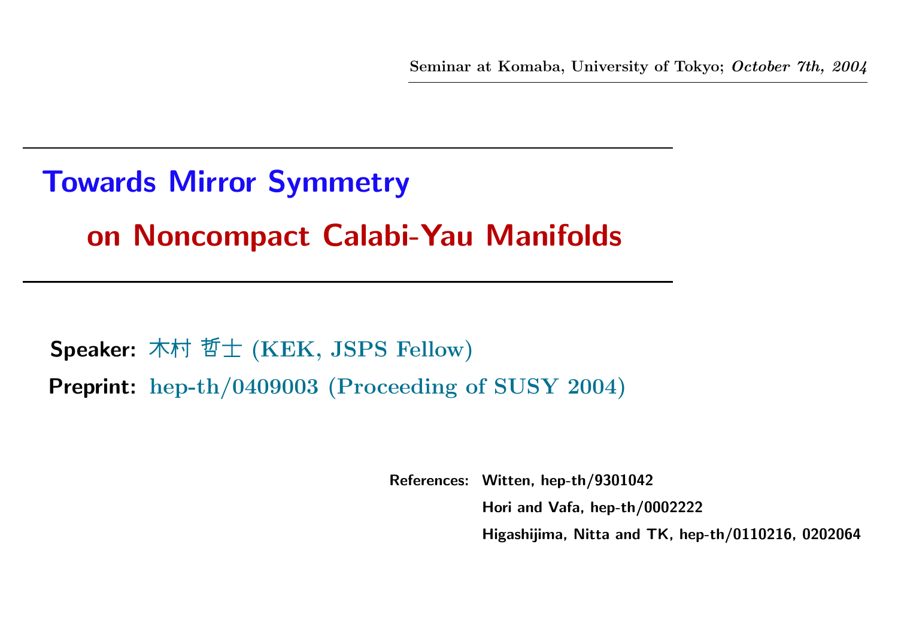Seminar at Komaba, University of Tokyo; *October 7th, 2004*

# Towards Mirror Symmetry on Noncompact Calabi-Yau Manifolds

**Speaker:** 木村 哲士 (KEK, JSPS Fellow)

**Preprint:** hep-th/0409003 (Proceeding of SUSY 2004)

**References:** Witten, hep-th/9301042
Hori and Vafa, hep-th/0002222
Higashijima, Nitta and TK, hep-th/0110216, 0202064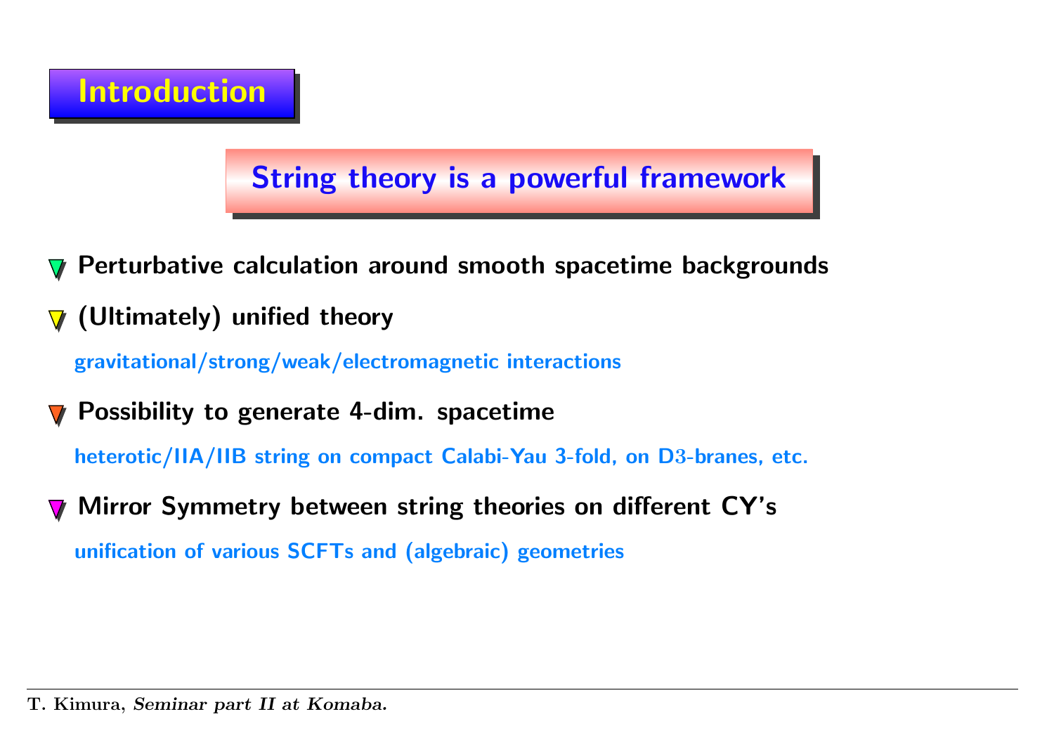# Introduction

## String theory is a powerful framework

- **Perturbative calculation around smooth spacetime backgrounds**
- **(Ultimately) unified theory**

  gravitational/strong/weak/electromagnetic interactions
- **Possibility to generate 4-dim. spacetime**

  heterotic/IIA/IIB string on compact Calabi-Yau 3-fold, on D3-branes, etc.
- **Mirror Symmetry between string theories on different CY's**

  unification of various SCFTs and (algebraic) geometries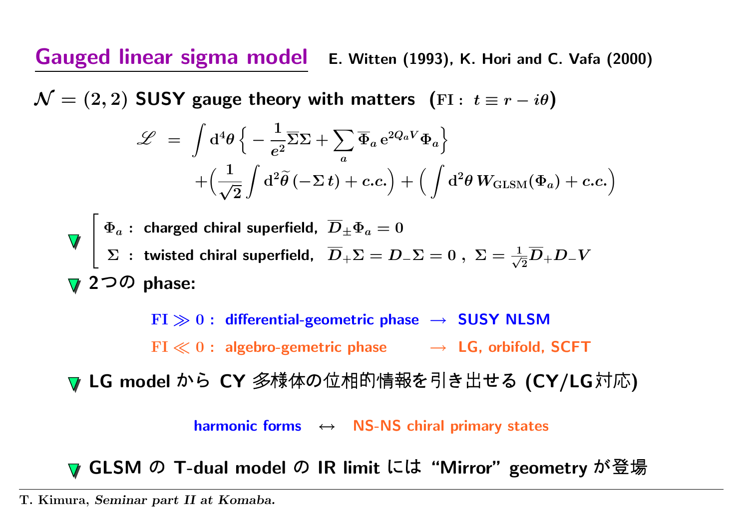## Gauged linear sigma model

E. Witten (1993), K. Hori and C. Vafa (2000)

$\mathcal{N} = (2,2)$ **SUSY gauge theory with matters** $\big(\mathrm{FI}: \ t \equiv r - i\theta\big)$

$$
\begin{aligned}
\mathscr{L} \ &= \ \int \mathrm{d}^4\theta \Big\{ - \frac{1}{e^2} \overline{\Sigma}\Sigma + \sum_a \overline{\Phi}_a \, \mathrm{e}^{2Q_a V} \Phi_a \Big\} \\
&\quad + \Big( \frac{1}{\sqrt{2}} \int \mathrm{d}^2\widetilde{\theta} \, (-\Sigma \, t) + c.c. \Big) + \Big( \int \mathrm{d}^2\theta \, W_{\mathrm{GLSM}}(\Phi_a) + c.c. \Big)
\end{aligned}
$$

- $\Phi_a$ : charged chiral superfield, $\overline{D}_{\pm}\Phi_a = 0$
  $\Sigma$ : twisted chiral superfield, $\overline{D}_{+}\Sigma = D_{-}\Sigma = 0$ , $\Sigma = \frac{1}{\sqrt{2}}\overline{D}_{+}D_{-}V$
- **2つの phase:**

  $\mathrm{FI} \gg 0$ : differential-geometric phase $\rightarrow$ SUSY NLSM

  $\mathrm{FI} \ll 0$ : algebro-gemetric phase $\rightarrow$ LG, orbifold, SCFT

- **LG model から CY 多様体の位相的情報を引き出せる (CY/LG対応)**

  harmonic forms $\leftrightarrow$ NS-NS chiral primary states

- **GLSM の T-dual model の IR limit には “Mirror” geometry が登場**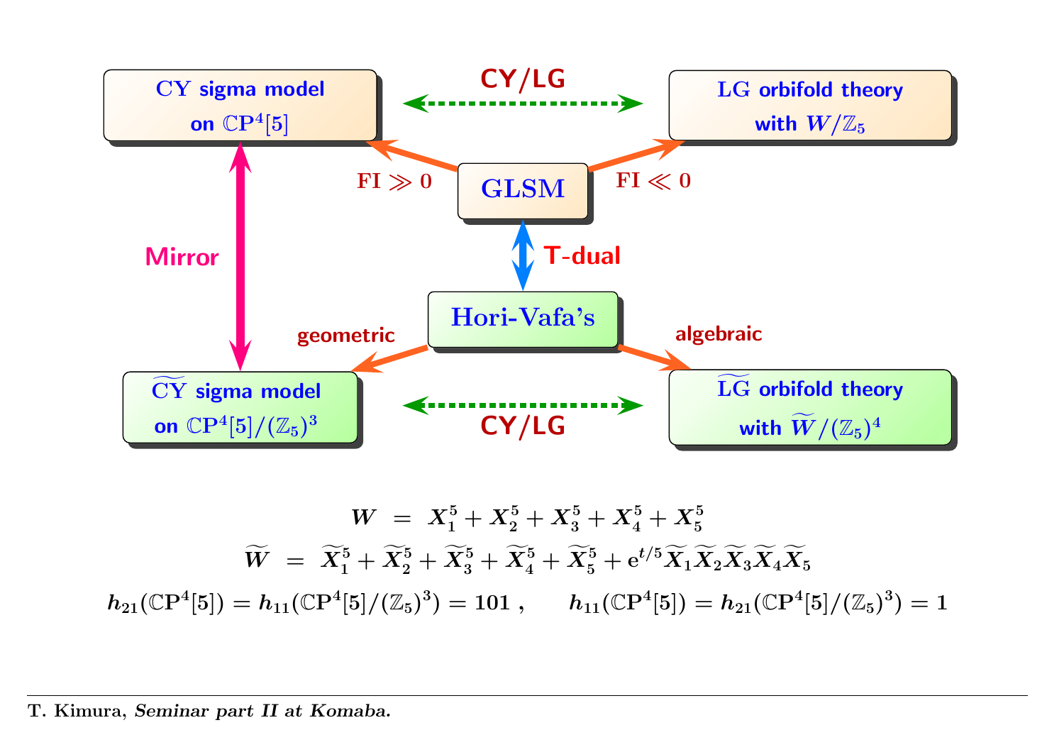CY sigma model on $\mathbb{C}\mathrm{P}^4[5]$

**CY/LG**

LG orbifold theory with $W/\mathbb{Z}_5$

FI $\gg 0$

GLSM

FI $\ll 0$

**Mirror**

**T-dual**

Hori-Vafa's

geometric

algebraic

$\widetilde{\mathrm{CY}}$ sigma model on $\mathbb{C}\mathrm{P}^4[5]/(\mathbb{Z}_5)^3$

**CY/LG**

$\widetilde{\mathrm{LG}}$ orbifold theory with $\widetilde{W}/(\mathbb{Z}_5)^4$

$$W = X_1^5 + X_2^5 + X_3^5 + X_4^5 + X_5^5$$

$$\widetilde{W} = \widetilde{X}_1^5 + \widetilde{X}_2^5 + \widetilde{X}_3^5 + \widetilde{X}_4^5 + \widetilde{X}_5^5 + \mathrm{e}^{t/5}\widetilde{X}_1\widetilde{X}_2\widetilde{X}_3\widetilde{X}_4\widetilde{X}_5$$

$$h_{21}(\mathbb{C}\mathrm{P}^4[5]) = h_{11}(\mathbb{C}\mathrm{P}^4[5]/(\mathbb{Z}_5)^3) = 101\ , \qquad h_{11}(\mathbb{C}\mathrm{P}^4[5]) = h_{21}(\mathbb{C}\mathrm{P}^4[5]/(\mathbb{Z}_5)^3) = 1$$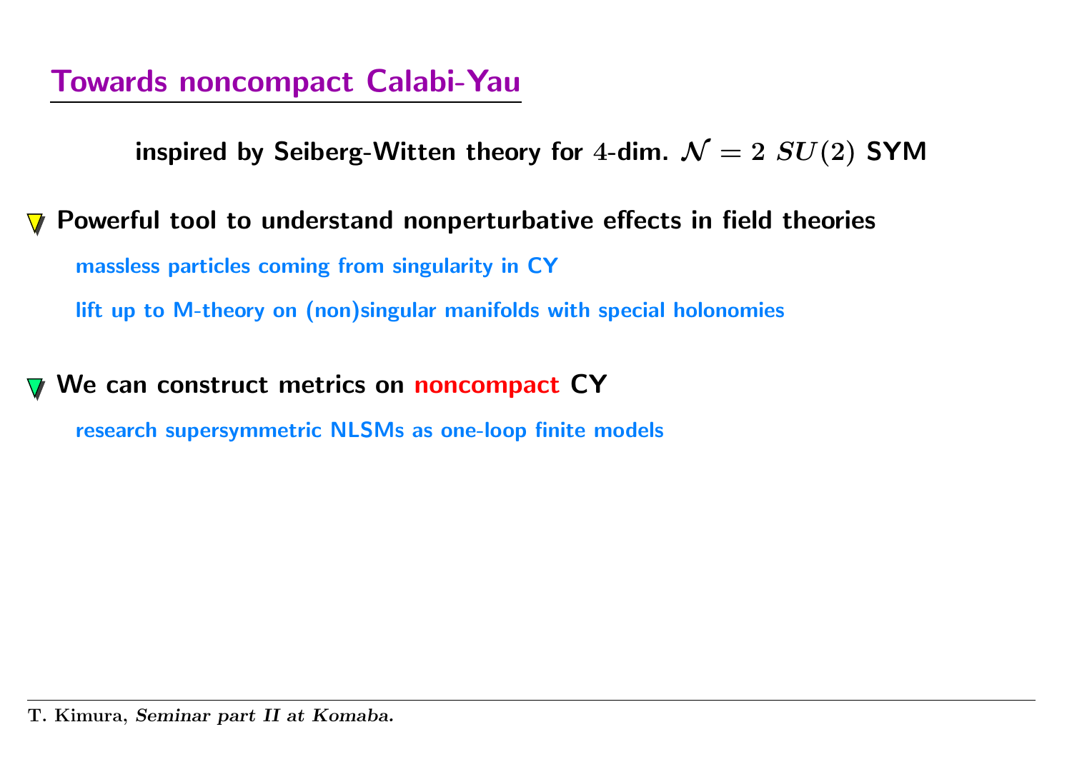## Towards noncompact Calabi-Yau

**inspired by Seiberg-Witten theory for $4$-dim. $\mathcal{N} = 2$ $SU(2)$ SYM**

- **Powerful tool to understand nonperturbative effects in field theories**
  - massless particles coming from singularity in CY
  - lift up to M-theory on (non)singular manifolds with special holonomies

- **We can construct metrics on noncompact CY**
  - research supersymmetric NLSMs as one-loop finite models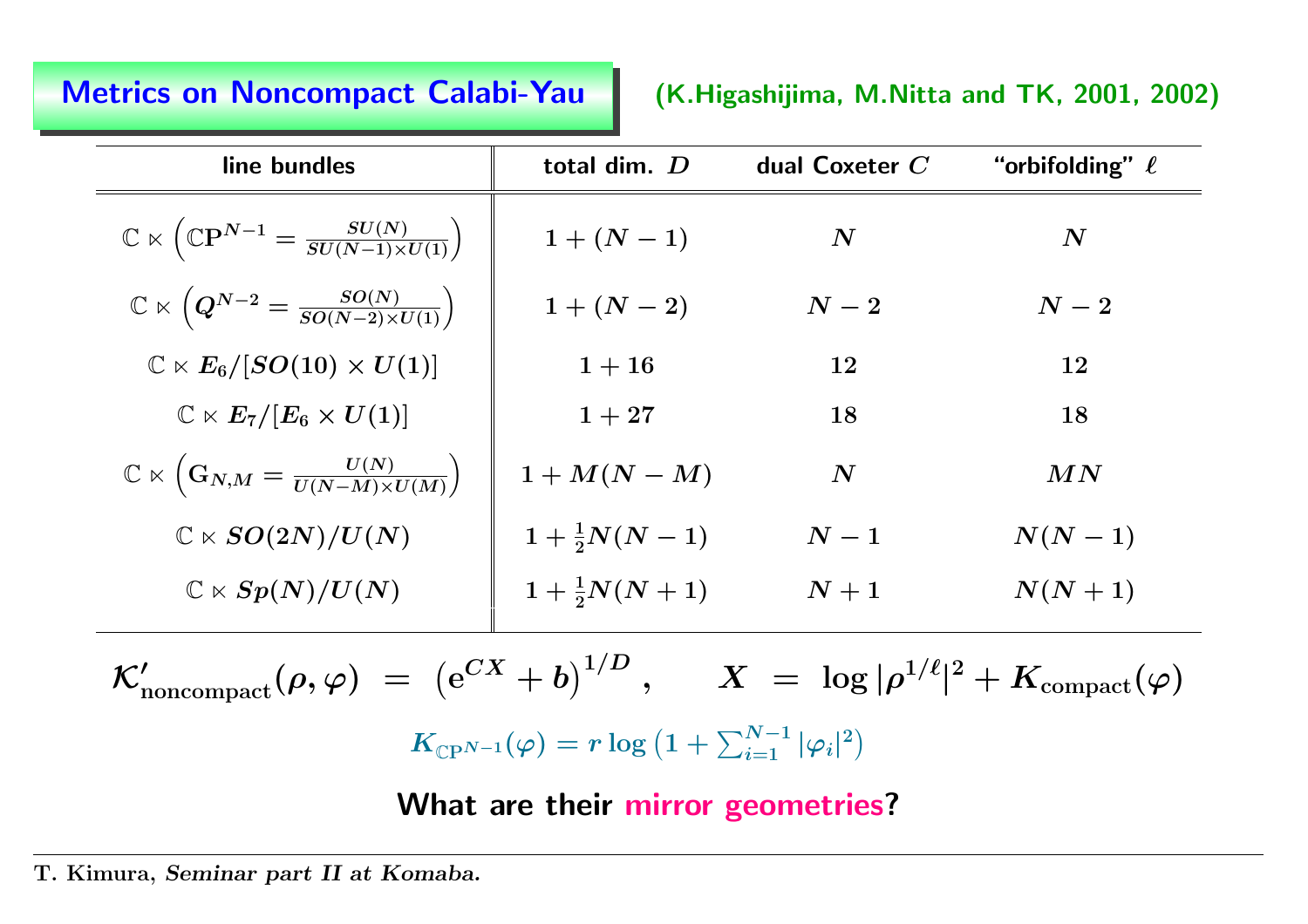# Metrics on Noncompact Calabi-Yau

(K.Higashijima, M.Nitta and TK, 2001, 2002)

| line bundles | total dim. $D$ | dual Coxeter $C$ | "orbifolding" $\ell$ |
|---|---|---|---|
| $\mathbb{C} \ltimes \left(\mathbb{C}\mathrm{P}^{N-1} = \frac{SU(N)}{SU(N-1)\times U(1)}\right)$ | $1 + (N-1)$ | $N$ | $N$ |
| $\mathbb{C} \ltimes \left(Q^{N-2} = \frac{SO(N)}{SO(N-2)\times U(1)}\right)$ | $1 + (N-2)$ | $N-2$ | $N-2$ |
| $\mathbb{C} \ltimes E_6/[SO(10)\times U(1)]$ | $1 + 16$ | $12$ | $12$ |
| $\mathbb{C} \ltimes E_7/[E_6 \times U(1)]$ | $1 + 27$ | $18$ | $18$ |
| $\mathbb{C} \ltimes \left(\mathrm{G}_{N,M} = \frac{U(N)}{U(N-M)\times U(M)}\right)$ | $1 + M(N-M)$ | $N$ | $MN$ |
| $\mathbb{C} \ltimes SO(2N)/U(N)$ | $1 + \frac{1}{2}N(N-1)$ | $N-1$ | $N(N-1)$ |
| $\mathbb{C} \ltimes Sp(N)/U(N)$ | $1 + \frac{1}{2}N(N+1)$ | $N+1$ | $N(N+1)$ |

$$\mathcal{K}'_{\text{noncompact}}(\rho, \varphi) \;=\; \left(\mathrm{e}^{CX} + b\right)^{1/D}, \qquad X \;=\; \log|\rho^{1/\ell}|^2 + K_{\text{compact}}(\varphi)$$

$$K_{\mathbb{C}\mathrm{P}^{N-1}}(\varphi) = r \log\left(1 + \sum_{i=1}^{N-1}|\varphi_i|^2\right)$$

**What are their mirror geometries?**

T. Kimura, *Seminar part II at Komaba.*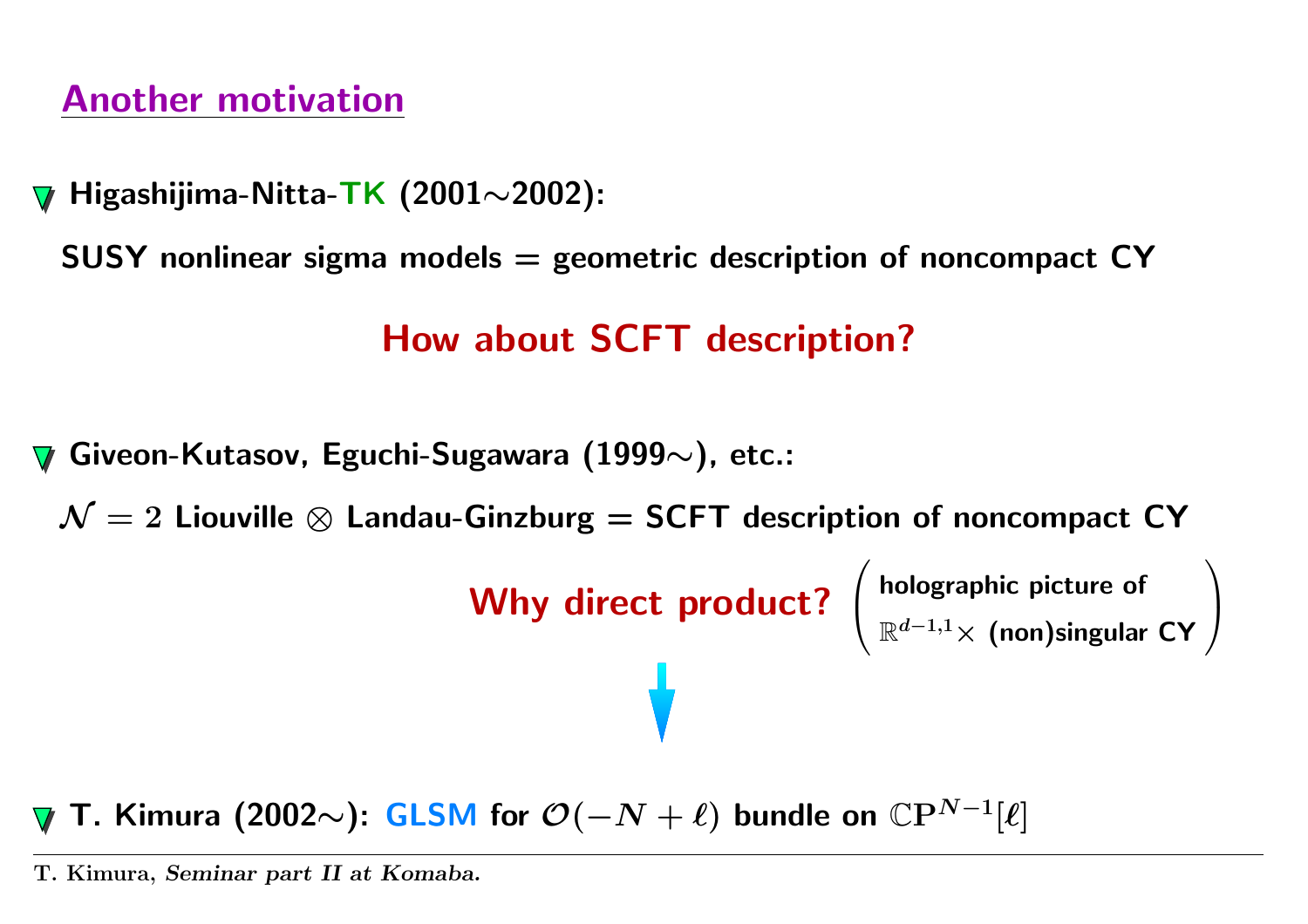## Another motivation

- **Higashijima-Nitta-TK (2001∼2002):**

  **SUSY nonlinear sigma models = geometric description of noncompact CY**

  **How about SCFT description?**

- **Giveon-Kutasov, Eguchi-Sugawara (1999∼), etc.:**

  **$\mathcal{N}=2$ Liouville $\otimes$ Landau-Ginzburg = SCFT description of noncompact CY**

  **Why direct product?** (holographic picture of $\mathbb{R}^{d-1,1}\times$ (non)singular CY)

  ↓

- **T. Kimura (2002∼): GLSM for $\mathcal{O}(-N+\ell)$ bundle on $\mathbb{CP}^{N-1}[\ell]$**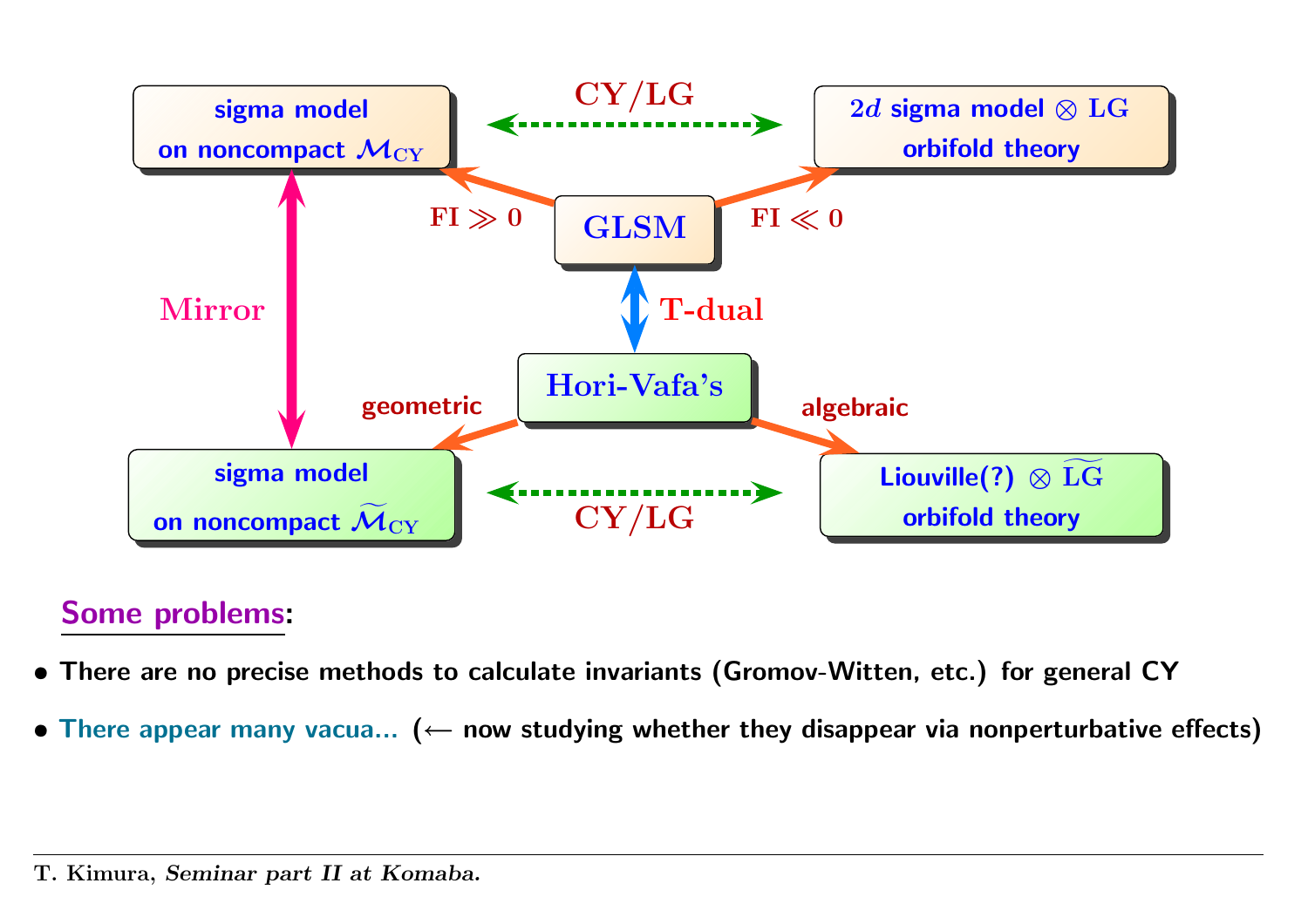sigma model on noncompact $\mathcal{M}_{\rm CY}$

**CY/LG**

$2d$ sigma model $\otimes$ LG orbifold theory

FI $\gg 0$

**GLSM**

FI $\ll 0$

**Mirror**

**T-dual**

**Hori-Vafa's**

geometric

algebraic

sigma model on noncompact $\widetilde{\mathcal{M}}_{\rm CY}$

**CY/LG**

Liouville(?) $\otimes$ $\widetilde{\rm LG}$ orbifold theory

**Some problems**:

- There are no precise methods to calculate invariants (Gromov-Witten, etc.) for general CY
- There appear many vacua... ($\longleftarrow$ now studying whether they disappear via nonperturbative effects)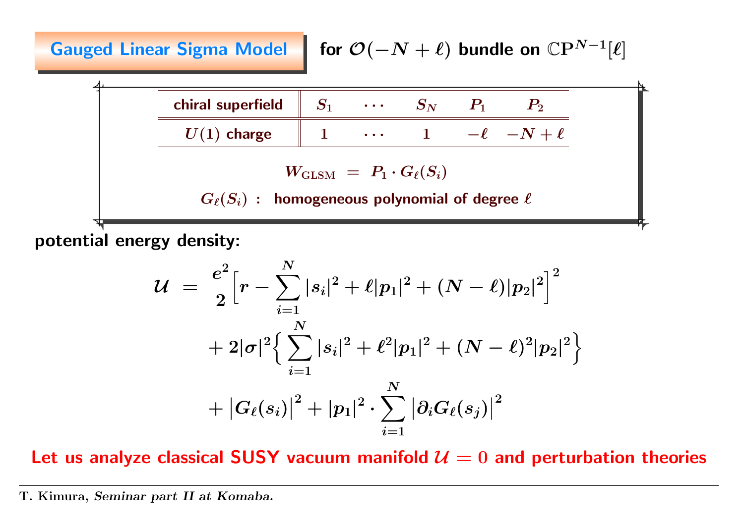## Gauged Linear Sigma Model for $\mathcal{O}(-N+\ell)$ bundle on $\mathbb{CP}^{N-1}[\ell]$

| chiral superfield | $S_1$ | $\cdots$ | $S_N$ | $P_1$ | $P_2$ |
|---|---|---|---|---|---|
| $U(1)$ charge | $1$ | $\cdots$ | $1$ | $-\ell$ | $-N+\ell$ |

$$W_{\text{GLSM}} \ = \ P_1 \cdot G_\ell(S_i)$$

$G_\ell(S_i)$ : homogeneous polynomial of degree $\ell$

**potential energy density:**

$$\begin{aligned}
\mathcal{U} \ &= \ \frac{e^2}{2}\Big[r - \sum_{i=1}^N |s_i|^2 + \ell|p_1|^2 + (N-\ell)|p_2|^2\Big]^2 \\
&\quad + 2|\sigma|^2\Big\{\sum_{i=1}^N |s_i|^2 + \ell^2|p_1|^2 + (N-\ell)^2|p_2|^2\Big\} \\
&\quad + \big|G_\ell(s_i)\big|^2 + |p_1|^2 \cdot \sum_{i=1}^N \big|\partial_i G_\ell(s_j)\big|^2
\end{aligned}$$

**Let us analyze classical SUSY vacuum manifold $\mathcal{U}=0$ and perturbation theories**

T. Kimura, *Seminar part II at Komaba.*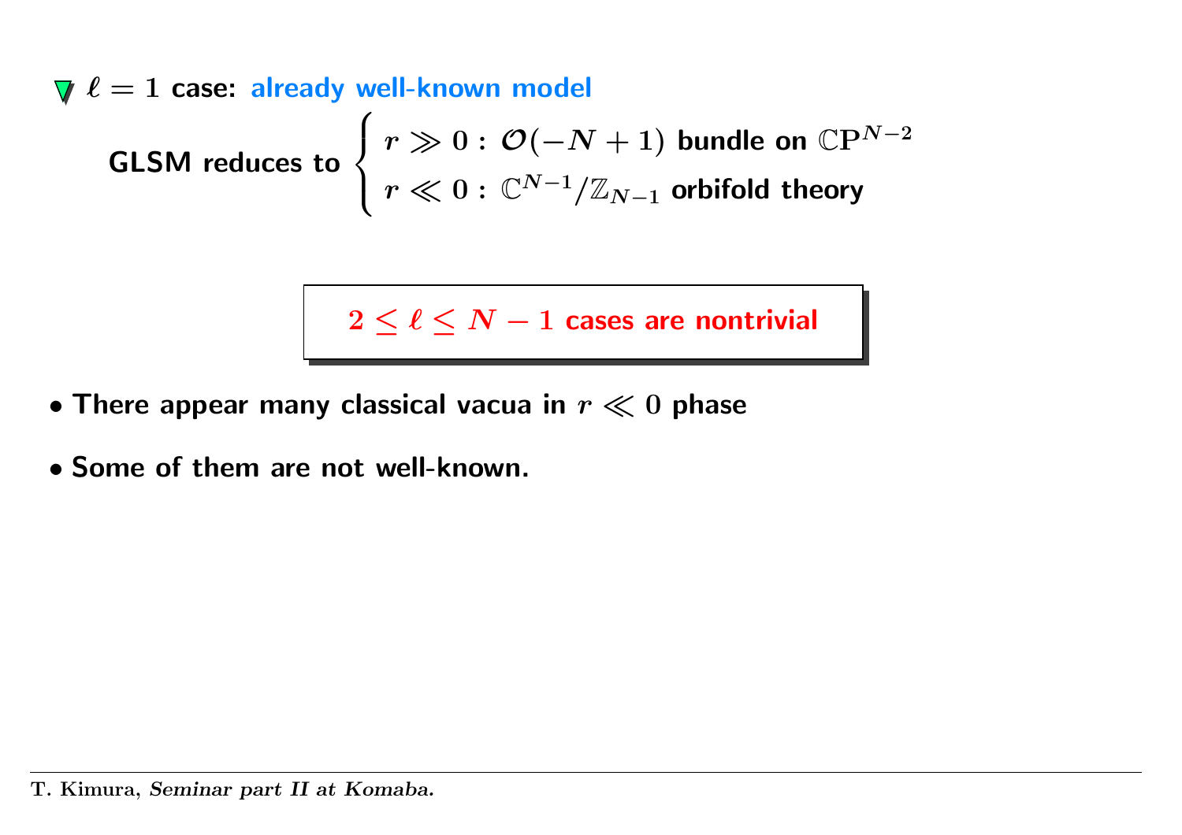▼ $\ell = 1$ **case: already well-known model**

**GLSM reduces to**
$$\begin{cases} r \gg 0 : \mathcal{O}(-N+1) \text{ bundle on } \mathbb{CP}^{N-2} \\ r \ll 0 : \mathbb{C}^{N-1}/\mathbb{Z}_{N-1} \text{ orbifold theory} \end{cases}$$

**$2 \le \ell \le N-1$ cases are nontrivial**

- **There appear many classical vacua in $r \ll 0$ phase**
- **Some of them are not well-known.**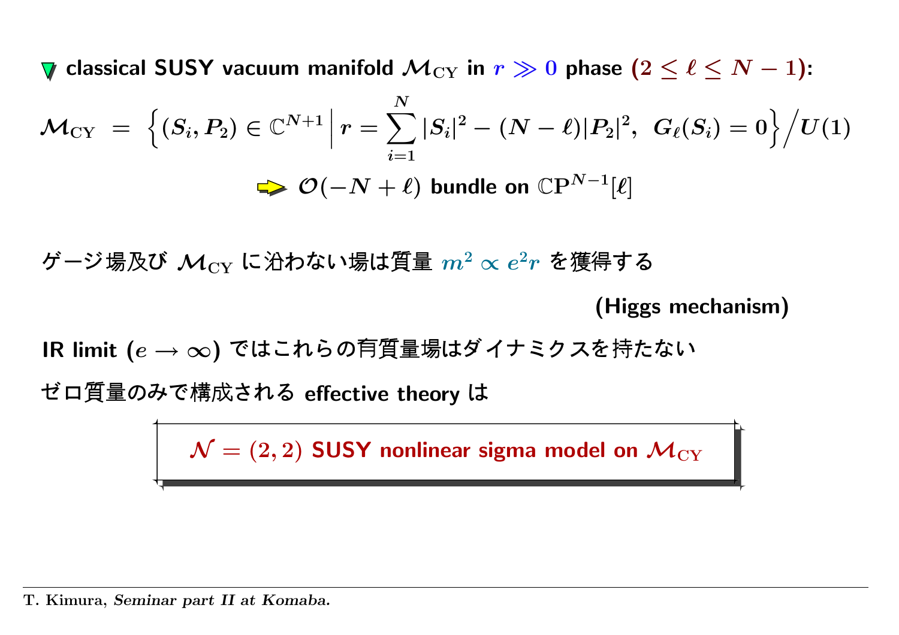**classical SUSY vacuum manifold $\mathcal{M}_{\rm CY}$ in $r \gg 0$ phase $(2 \leq \ell \leq N-1)$:**

$$\mathcal{M}_{\rm CY} \ = \ \Big\{ (S_i, P_2) \in \mathbb{C}^{N+1} \, \Big| \, r = \sum_{i=1}^{N} |S_i|^2 - (N-\ell)|P_2|^2, \ \ G_{\ell}(S_i) = 0 \Big\} \Big/ U(1)$$

$\Rightarrow$ $\mathcal{O}(-N+\ell)$ bundle on $\mathbb{CP}^{N-1}[\ell]$

ゲージ場及び $\mathcal{M}_{\rm CY}$ に沿わない場は質量 $m^2 \propto e^2 r$ を獲得する

**(Higgs mechanism)**

IR limit $(e \to \infty)$ ではこれらの有質量場はダイナミクスを持たない

ゼロ質量のみで構成される effective theory は

**$\mathcal{N} = (2,2)$ SUSY nonlinear sigma model on $\mathcal{M}_{\rm CY}$**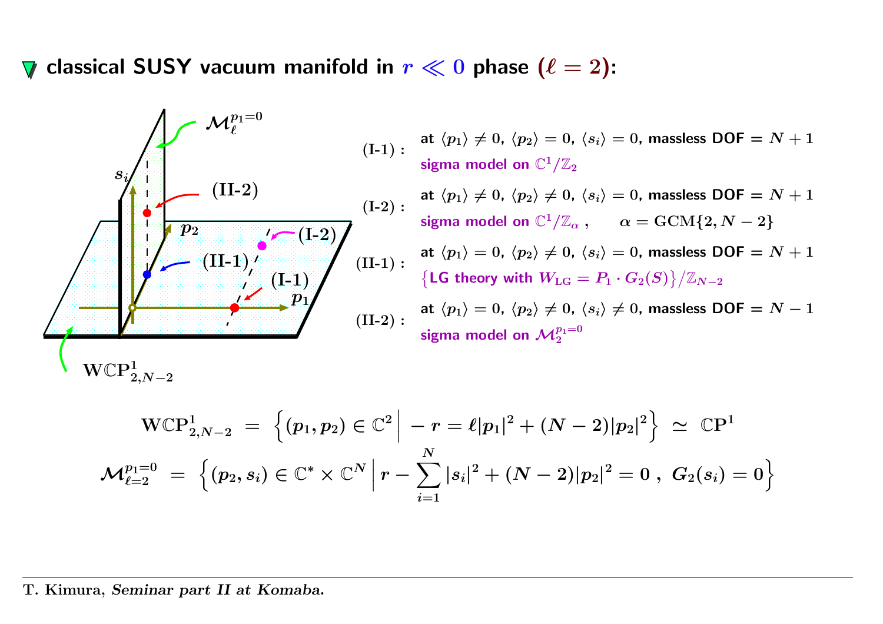## classical SUSY vacuum manifold in $r \ll 0$ phase $(\ell = 2)$:

**(I-1) :** at $\langle p_1 \rangle \neq 0$, $\langle p_2 \rangle = 0$, $\langle s_i \rangle = 0$, massless DOF $= N+1$
sigma model on $\mathbb{C}^1/\mathbb{Z}_2$

**(I-2) :** at $\langle p_1 \rangle \neq 0$, $\langle p_2 \rangle \neq 0$, $\langle s_i \rangle = 0$, massless DOF $= N+1$
sigma model on $\mathbb{C}^1/\mathbb{Z}_\alpha$ , $\quad \alpha = \mathrm{GCM}\{2, N-2\}$

**(II-1) :** at $\langle p_1 \rangle = 0$, $\langle p_2 \rangle \neq 0$, $\langle s_i \rangle = 0$, massless DOF $= N+1$
$\{$LG theory with $W_{\mathrm{LG}} = P_1 \cdot G_2(S)\}/\mathbb{Z}_{N-2}$

**(II-2) :** at $\langle p_1 \rangle = 0$, $\langle p_2 \rangle \neq 0$, $\langle s_i \rangle \neq 0$, massless DOF $= N-1$
sigma model on $\mathcal{M}_2^{p_1=0}$

$$
\mathrm{W}\mathbb{C}\mathrm{P}^1_{2,N-2} \;=\; \left\{ (p_1, p_2) \in \mathbb{C}^2 \,\Big|\, -r = \ell |p_1|^2 + (N-2)|p_2|^2 \right\} \;\simeq\; \mathbb{C}\mathrm{P}^1
$$

$$
\mathcal{M}_{\ell=2}^{p_1=0} \;=\; \left\{ (p_2, s_i) \in \mathbb{C}^* \times \mathbb{C}^N \,\Big|\, r - \sum_{i=1}^{N} |s_i|^2 + (N-2)|p_2|^2 = 0 \,,\; G_2(s_i) = 0 \right\}
$$

T. Kimura, *Seminar part II at Komaba.*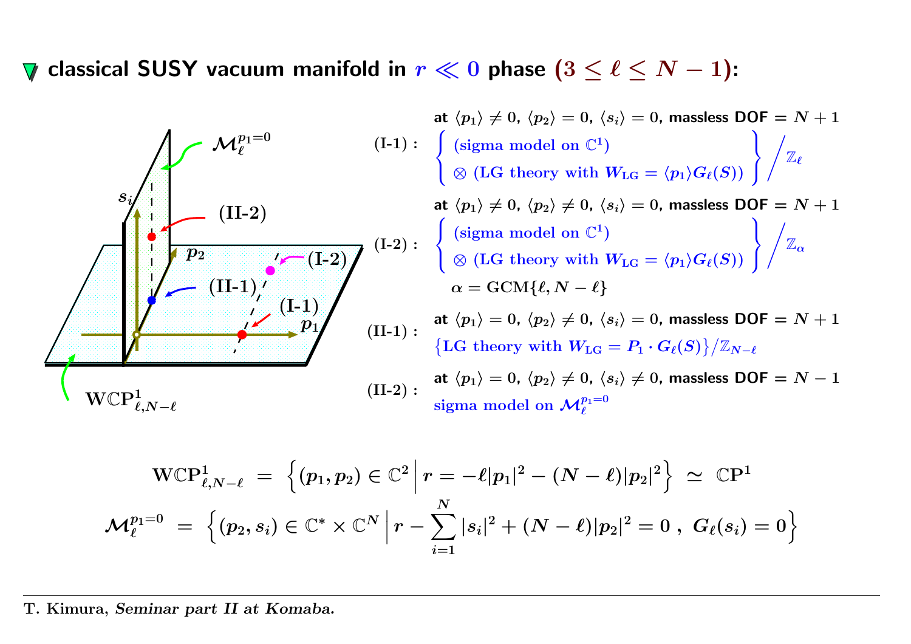## classical SUSY vacuum manifold in $r \ll 0$ phase $(3 \leq \ell \leq N-1)$:

$\mathcal{M}_\ell^{p_1=0}$

$s_i$, $p_2$, $p_1$, (II-2), (II-1), (I-2), (I-1)

$\mathbf{W}\mathbb{C}\mathbf{P}^1_{\ell,N-\ell}$

**(I-1) :** at $\langle p_1 \rangle \neq 0$, $\langle p_2 \rangle = 0$, $\langle s_i \rangle = 0$, massless DOF $= N+1$

$$\left\{ \begin{array}{l} (\text{sigma model on } \mathbb{C}^1) \\ \otimes\ (\text{LG theory with } W_{\rm LG} = \langle p_1 \rangle G_\ell(S)) \end{array} \right\} \Big/ \mathbb{Z}_\ell$$

**(I-2) :** at $\langle p_1 \rangle \neq 0$, $\langle p_2 \rangle \neq 0$, $\langle s_i \rangle = 0$, massless DOF $= N+1$

$$\left\{ \begin{array}{l} (\text{sigma model on } \mathbb{C}^1) \\ \otimes\ (\text{LG theory with } W_{\rm LG} = \langle p_1 \rangle G_\ell(S)) \end{array} \right\} \Big/ \mathbb{Z}_\alpha$$

$\alpha = \text{GCM}\{\ell, N-\ell\}$

**(II-1) :** at $\langle p_1 \rangle = 0$, $\langle p_2 \rangle \neq 0$, $\langle s_i \rangle = 0$, massless DOF $= N+1$

$\{\text{LG theory with } W_{\rm LG} = P_1 \cdot G_\ell(S)\}/\mathbb{Z}_{N-\ell}$

**(II-2) :** at $\langle p_1 \rangle = 0$, $\langle p_2 \rangle \neq 0$, $\langle s_i \rangle \neq 0$, massless DOF $= N-1$

sigma model on $\mathcal{M}_\ell^{p_1=0}$

$$\mathbf{W}\mathbb{C}\mathbf{P}^1_{\ell,N-\ell} \ = \ \Big\{ (p_1, p_2) \in \mathbb{C}^2 \, \Big| \, r = -\ell |p_1|^2 - (N-\ell)|p_2|^2 \Big\} \ \simeq \ \mathbb{C}\mathbf{P}^1$$

$$\mathcal{M}_\ell^{p_1=0} \ = \ \Big\{ (p_2, s_i) \in \mathbb{C}^* \times \mathbb{C}^N \, \Big| \, r - \sum_{i=1}^N |s_i|^2 + (N-\ell)|p_2|^2 = 0 \, , \ G_\ell(s_i) = 0 \Big\}$$

T. Kimura, *Seminar part II at Komaba.*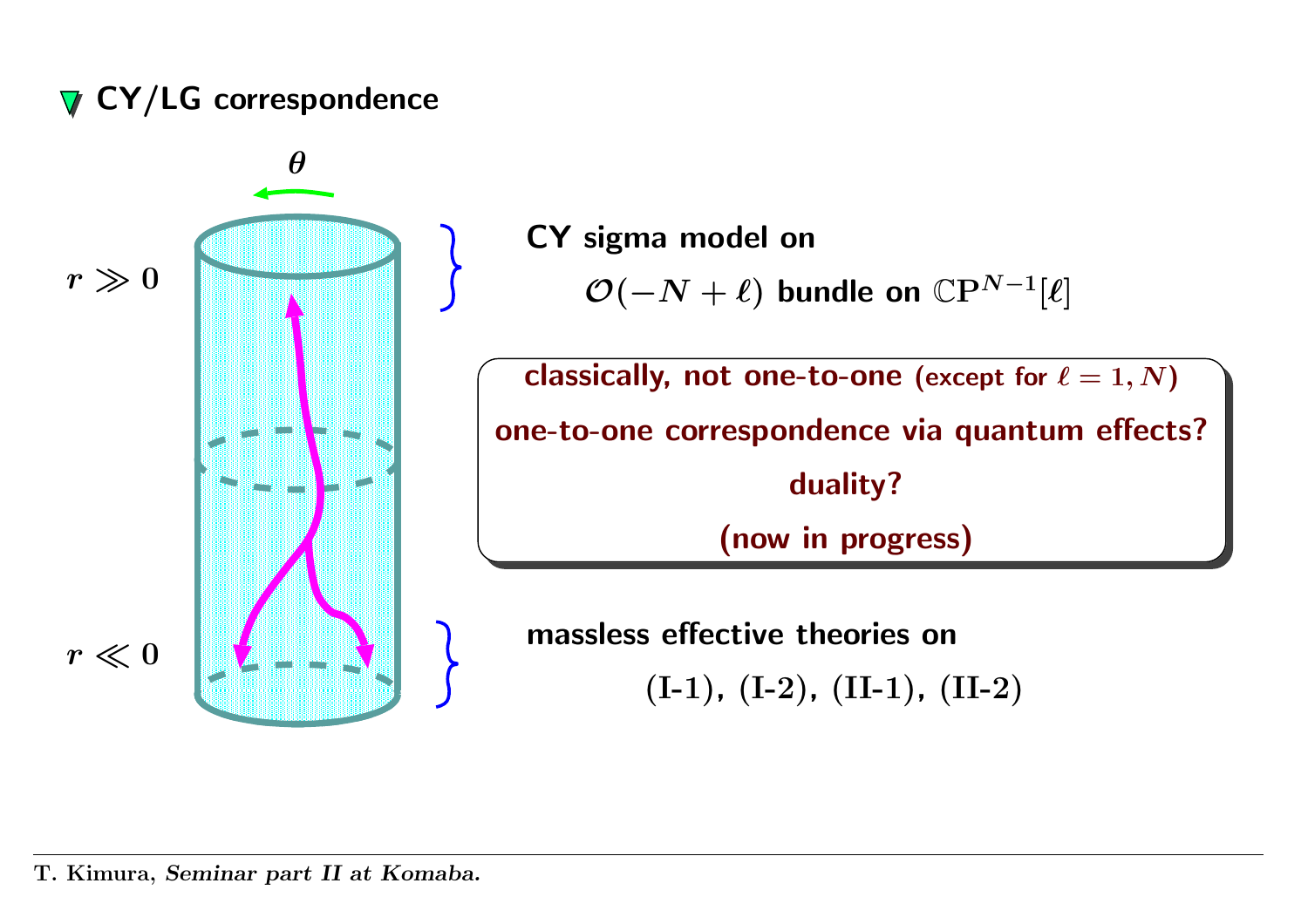## CY/LG correspondence

$\theta$

$r \gg 0$

$r \ll 0$

**CY sigma model on**

$\mathcal{O}(-N+\ell)$ **bundle on** $\mathbb{C}\mathbf{P}^{N-1}[\ell]$

**classically, not one-to-one** (except for $\ell = 1, N$)

**one-to-one correspondence via quantum effects?**

**duality?**

**(now in progress)**

**massless effective theories on**

**(I-1), (I-2), (II-1), (II-2)**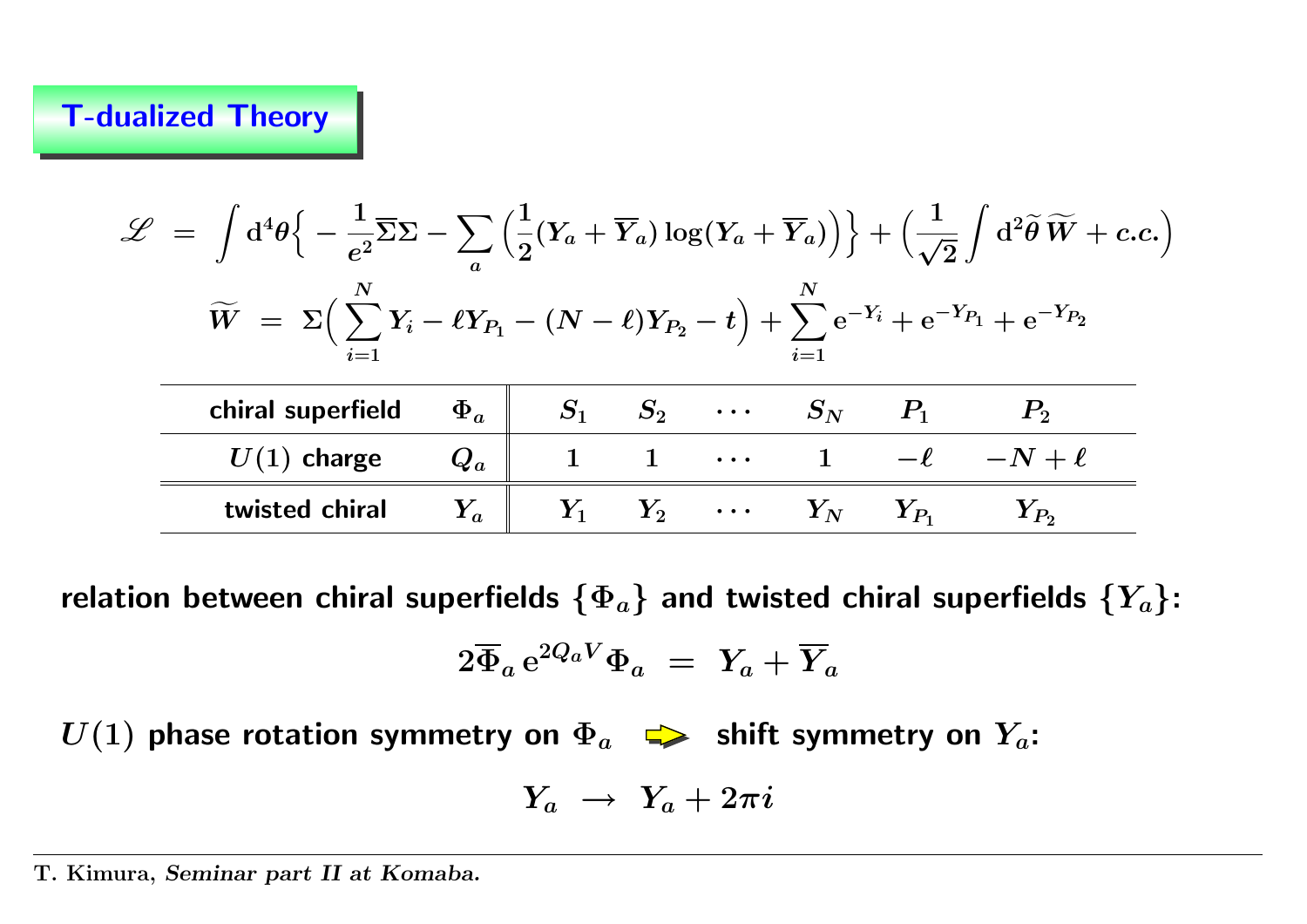# T-dualized Theory

$$\mathscr{L} = \int d^4\theta \Big\{ -\frac{1}{e^2}\overline{\Sigma}\Sigma - \sum_a \Big( \frac{1}{2}(Y_a + \overline{Y}_a)\log(Y_a + \overline{Y}_a) \Big) \Big\} + \Big( \frac{1}{\sqrt{2}} \int d^2\widetilde{\theta}\, \widetilde{W} + c.c. \Big)$$

$$\widetilde{W} = \Sigma\Big( \sum_{i=1}^{N} Y_i - \ell Y_{P_1} - (N-\ell) Y_{P_2} - t \Big) + \sum_{i=1}^{N} e^{-Y_i} + e^{-Y_{P_1}} + e^{-Y_{P_2}}$$

| chiral superfield | $\Phi_a$ | $S_1$ | $S_2$ | $\cdots$ | $S_N$ | $P_1$ | $P_2$ |
|---|---|---|---|---|---|---|---|
| $U(1)$ charge | $Q_a$ | $1$ | $1$ | $\cdots$ | $1$ | $-\ell$ | $-N+\ell$ |
| twisted chiral | $Y_a$ | $Y_1$ | $Y_2$ | $\cdots$ | $Y_N$ | $Y_{P_1}$ | $Y_{P_2}$ |

**relation between chiral superfields $\{\Phi_a\}$ and twisted chiral superfields $\{Y_a\}$:**

$$2\overline{\Phi}_a\, e^{2Q_a V} \Phi_a = Y_a + \overline{Y}_a$$

**$U(1)$ phase rotation symmetry on $\Phi_a$ ⇨ shift symmetry on $Y_a$:**

$$Y_a \to Y_a + 2\pi i$$

T. Kimura, *Seminar part II at Komaba.*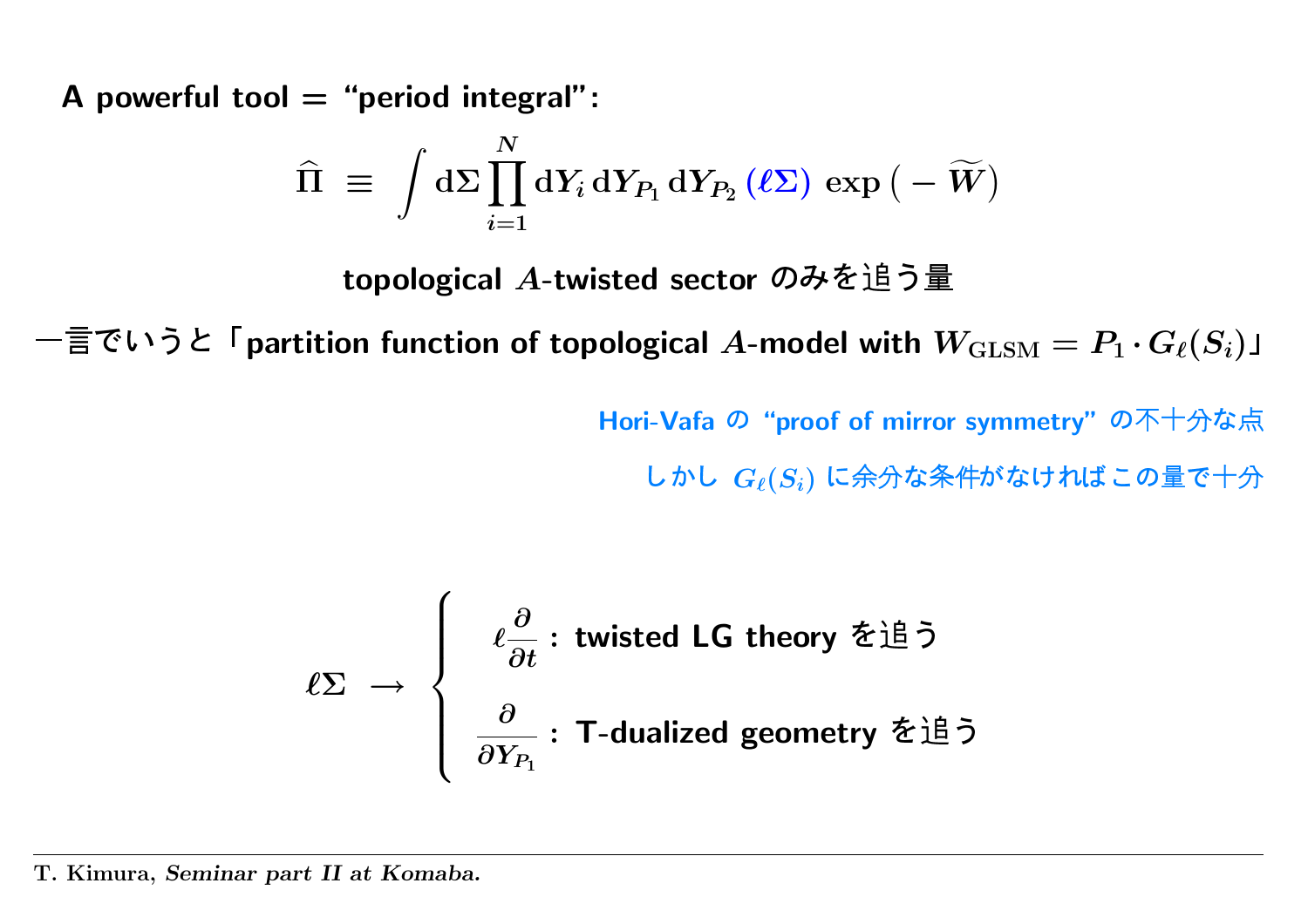**A powerful tool = "period integral":**

$$\widehat{\Pi} \ \equiv \ \int \mathrm{d}\Sigma \prod_{i=1}^{N} \mathrm{d}Y_i \, \mathrm{d}Y_{P_1} \, \mathrm{d}Y_{P_2} \, (\ell\Sigma) \, \exp\big( - \widetilde{W} \big)$$

**topological $A$-twisted sector のみを追う量**

**一言でいうと「partition function of topological $A$-model with $W_{\mathrm{GLSM}} = P_1 \cdot G_\ell(S_i)$」**

Hori-Vafa の "proof of mirror symmetry" の不十分な点

しかし $G_\ell(S_i)$ に余分な条件がなければこの量で十分

$$\ell\Sigma \ \to \ \begin{cases} \ell \dfrac{\partial}{\partial t} : \text{ twisted LG theory を追う} \\[2ex] \dfrac{\partial}{\partial Y_{P_1}} : \text{ T-dualized geometry を追う} \end{cases}$$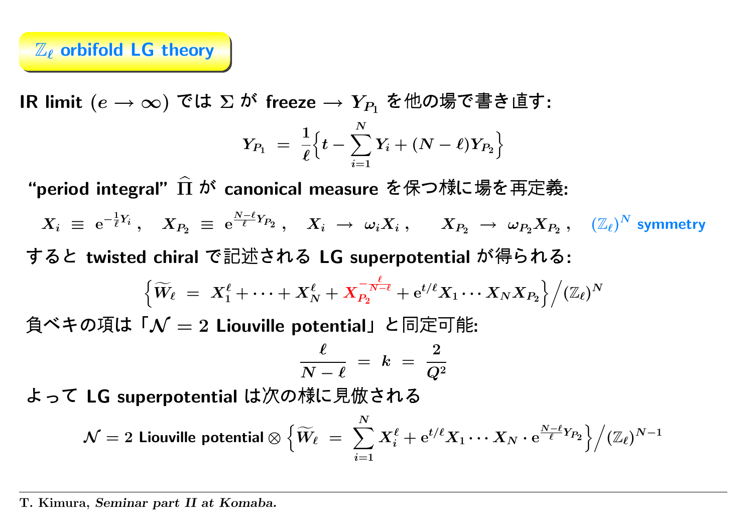## $\mathbb{Z}_\ell$ orbifold LG theory

IR limit $(e \to \infty)$ では $\Sigma$ が freeze → $Y_{P_1}$ を他の場で書き直す:

$$Y_{P_1} \;=\; \frac{1}{\ell}\Big\{t - \sum_{i=1}^{N} Y_i + (N-\ell) Y_{P_2}\Big\}$$

“period integral” $\widehat{\Pi}$ が canonical measure を保つ様に場を再定義:

$$X_i \;\equiv\; \mathrm{e}^{-\frac{1}{\ell}Y_i}\,, \quad X_{P_2} \;\equiv\; \mathrm{e}^{\frac{N-\ell}{\ell}Y_{P_2}}\,, \quad X_i \;\to\; \omega_i X_i\,, \qquad X_{P_2} \;\to\; \omega_{P_2} X_{P_2}\,, \quad (\mathbb{Z}_\ell)^N \text{ symmetry}$$

すると twisted chiral で記述される LG superpotential が得られる:

$$\Big\{\widetilde{W}_\ell \;=\; X_1^\ell + \cdots + X_N^\ell + X_{P_2}^{-\frac{\ell}{N-\ell}} + \mathrm{e}^{t/\ell} X_1 \cdots X_N X_{P_2}\Big\}\Big/(\mathbb{Z}_\ell)^N$$

負ベキの項は「$\mathcal{N}=2$ Liouville potential」と同定可能:

$$\frac{\ell}{N-\ell} \;=\; k \;=\; \frac{2}{Q^2}$$

よって LG superpotential は次の様に見做される

$$\mathcal{N}=2 \text{ Liouville potential} \otimes \Big\{\widetilde{W}_\ell \;=\; \sum_{i=1}^{N} X_i^\ell + \mathrm{e}^{t/\ell} X_1 \cdots X_N \cdot \mathrm{e}^{\frac{N-\ell}{\ell}Y_{P_2}}\Big\}\Big/(\mathbb{Z}_\ell)^{N-1}$$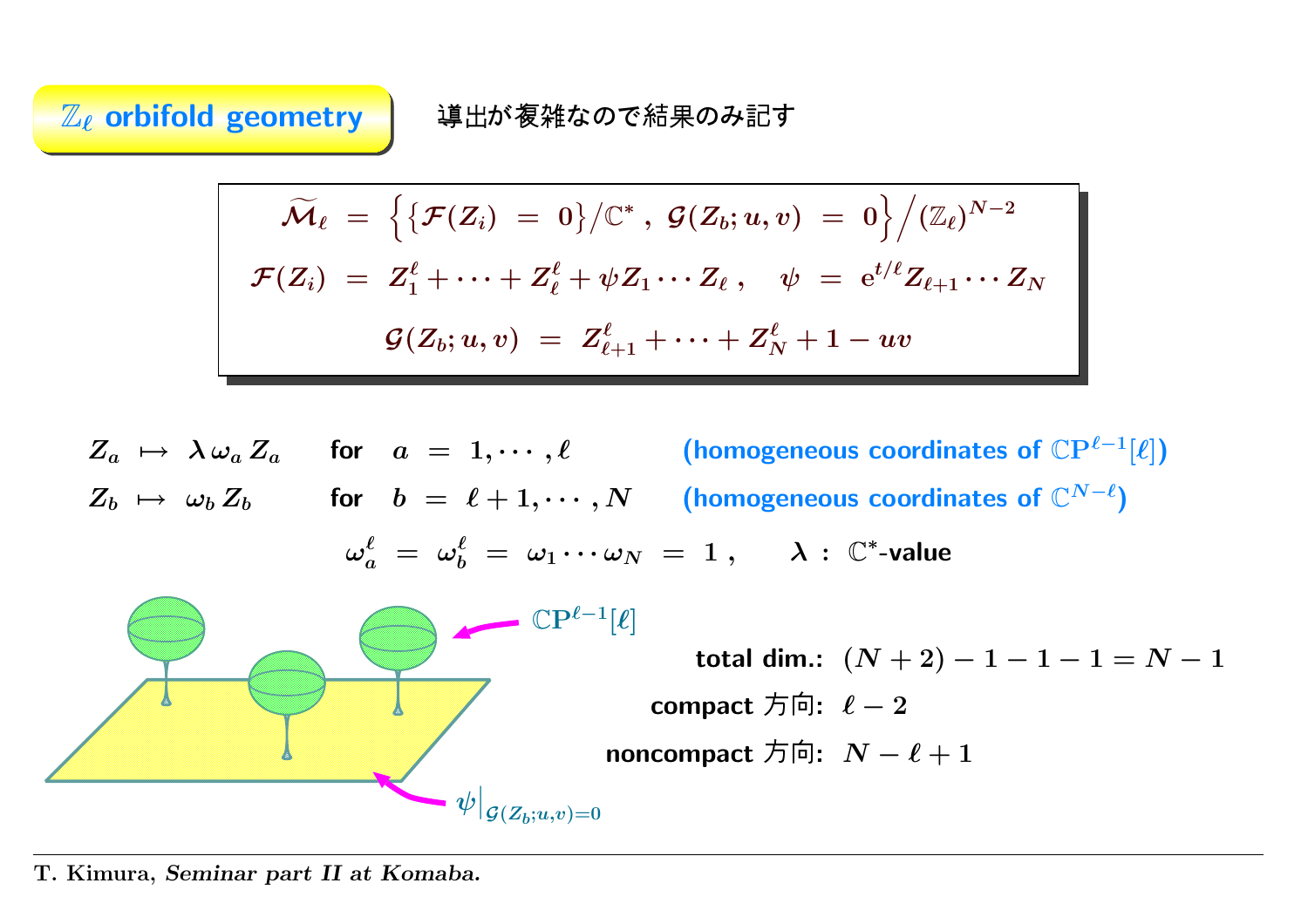## $\mathbb{Z}_\ell$ orbifold geometry

導出が複雑なので結果のみ記す

$$\widetilde{\mathcal{M}}_\ell \;=\; \Big\{ \big\{ \mathcal{F}(Z_i) \;=\; 0 \big\} \big/ \mathbb{C}^* \,,\; \mathcal{G}(Z_b; u, v) \;=\; 0 \Big\} \Big/ (\mathbb{Z}_\ell)^{N-2}$$

$$\mathcal{F}(Z_i) \;=\; Z_1^\ell + \cdots + Z_\ell^\ell + \psi Z_1 \cdots Z_\ell \,, \quad \psi \;=\; \mathrm{e}^{t/\ell} Z_{\ell+1} \cdots Z_N$$

$$\mathcal{G}(Z_b; u, v) \;=\; Z_{\ell+1}^\ell + \cdots + Z_N^\ell + 1 - uv$$

$Z_a \;\mapsto\; \lambda\,\omega_a\,Z_a$ for $a \;=\; 1, \cdots, \ell$ (homogeneous coordinates of $\mathbb{CP}^{\ell-1}[\ell]$)

$Z_b \;\mapsto\; \omega_b\,Z_b$ for $b \;=\; \ell+1, \cdots, N$ (homogeneous coordinates of $\mathbb{C}^{N-\ell}$)

$$\omega_a^\ell \;=\; \omega_b^\ell \;=\; \omega_1 \cdots \omega_N \;=\; 1 \,, \qquad \lambda \,:\; \mathbb{C}^*\text{-value}$$

$\mathbb{CP}^{\ell-1}[\ell]$

$\psi\big|_{\mathcal{G}(Z_b;u,v)=0}$

total dim.: $(N+2) - 1 - 1 - 1 = N - 1$

compact 方向: $\ell - 2$

noncompact 方向: $N - \ell + 1$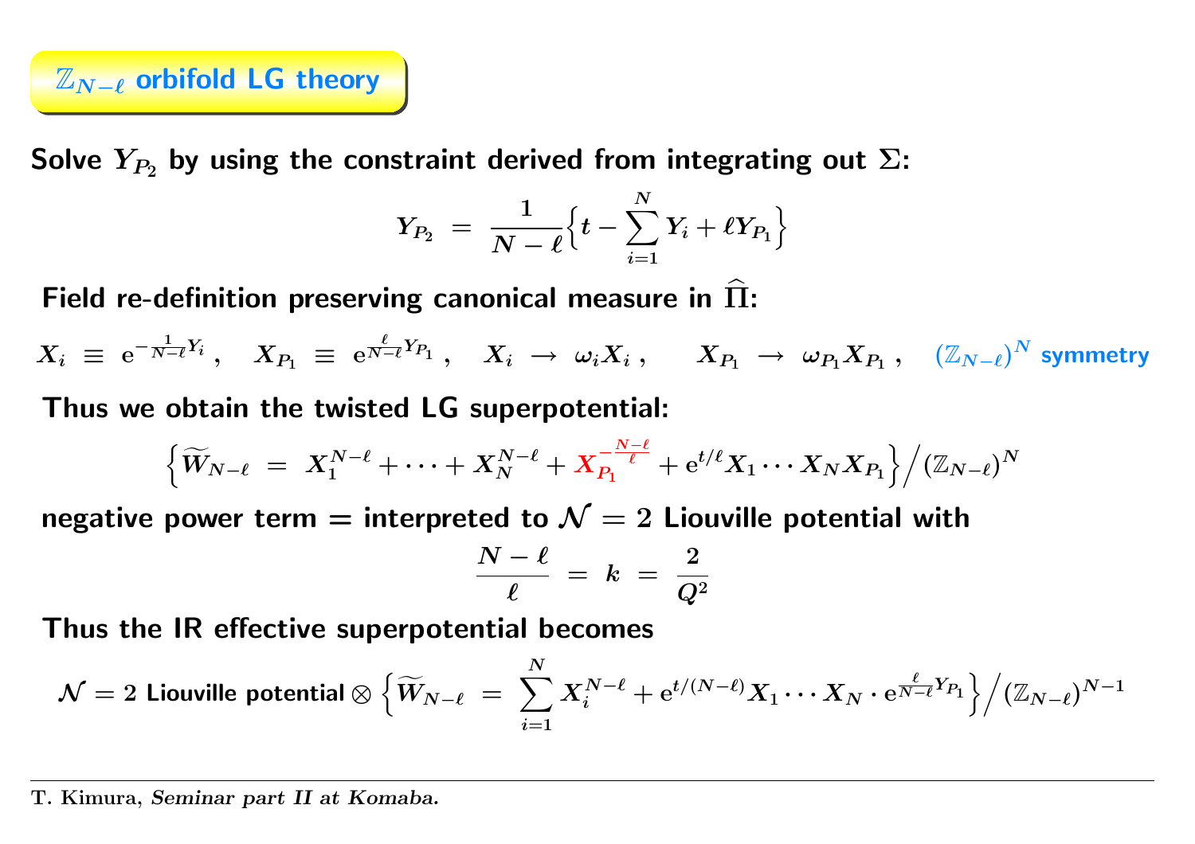## $\mathbb{Z}_{N-\ell}$ orbifold LG theory

**Solve $Y_{P_2}$ by using the constraint derived from integrating out $\Sigma$:**

$$Y_{P_2} \;=\; \frac{1}{N-\ell}\Big\{t - \sum_{i=1}^{N} Y_i + \ell Y_{P_1}\Big\}$$

**Field re-definition preserving canonical measure in $\widehat{\Pi}$:**

$$X_i \;\equiv\; \mathrm{e}^{-\frac{1}{N-\ell}Y_i}\,, \quad X_{P_1} \;\equiv\; \mathrm{e}^{\frac{\ell}{N-\ell}Y_{P_1}}\,, \quad X_i \;\to\; \omega_i X_i\,, \qquad X_{P_1} \;\to\; \omega_{P_1} X_{P_1}\,, \quad (\mathbb{Z}_{N-\ell})^N \text{ symmetry}$$

**Thus we obtain the twisted LG superpotential:**

$$\Big\{\widetilde{W}_{N-\ell} \;=\; X_1^{N-\ell} + \cdots + X_N^{N-\ell} + X_{P_1}^{-\frac{N-\ell}{\ell}} + \mathrm{e}^{t/\ell} X_1 \cdots X_N X_{P_1}\Big\}\Big/(\mathbb{Z}_{N-\ell})^N$$

**negative power term = interpreted to $\mathcal{N}=2$ Liouville potential with**

$$\frac{N-\ell}{\ell} \;=\; k \;=\; \frac{2}{Q^2}$$

**Thus the IR effective superpotential becomes**

$$\mathcal{N}=2 \text{ Liouville potential} \otimes \Big\{\widetilde{W}_{N-\ell} \;=\; \sum_{i=1}^{N} X_i^{N-\ell} + \mathrm{e}^{t/(N-\ell)} X_1 \cdots X_N \cdot \mathrm{e}^{\frac{\ell}{N-\ell}Y_{P_1}}\Big\}\Big/(\mathbb{Z}_{N-\ell})^{N-1}$$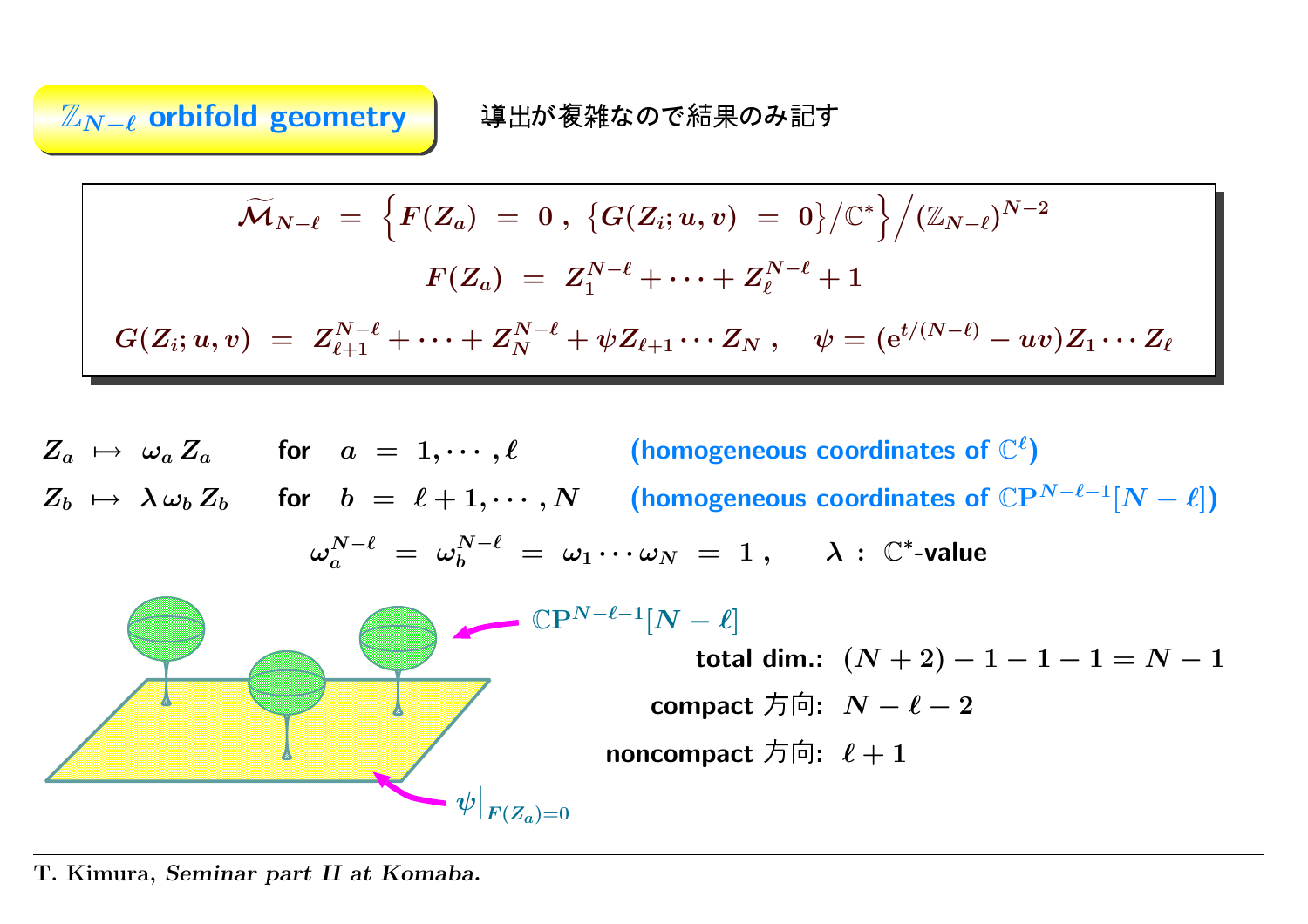## $\mathbb{Z}_{N-\ell}$ orbifold geometry

導出が複雑なので結果のみ記す

$$\widetilde{\mathcal{M}}_{N-\ell} \;=\; \Big\{ F(Z_a) \;=\; 0\,,\; \big\{ G(Z_i;u,v) \;=\; 0 \big\}/\mathbb{C}^* \Big\} \Big/ (\mathbb{Z}_{N-\ell})^{N-2}$$

$$F(Z_a) \;=\; Z_1^{N-\ell} + \cdots + Z_\ell^{N-\ell} + 1$$

$$G(Z_i;u,v) \;=\; Z_{\ell+1}^{N-\ell} + \cdots + Z_N^{N-\ell} + \psi Z_{\ell+1} \cdots Z_N\,, \quad \psi = (\mathrm{e}^{t/(N-\ell)} - uv) Z_1 \cdots Z_\ell$$

$Z_a \;\mapsto\; \omega_a\, Z_a$ for $a \;=\; 1, \cdots, \ell$ (homogeneous coordinates of $\mathbb{C}^\ell$)

$Z_b \;\mapsto\; \lambda\, \omega_b\, Z_b$ for $b \;=\; \ell+1, \cdots, N$ (homogeneous coordinates of $\mathbb{CP}^{N-\ell-1}[N-\ell]$)

$$\omega_a^{N-\ell} \;=\; \omega_b^{N-\ell} \;=\; \omega_1 \cdots \omega_N \;=\; 1\,, \qquad \lambda \;:\; \mathbb{C}^*\text{-value}$$

$\mathbb{CP}^{N-\ell-1}[N-\ell]$

$\psi\big|_{F(Z_a)=0}$

total dim.: $(N+2) - 1 - 1 - 1 = N-1$

compact 方向: $N - \ell - 2$

noncompact 方向: $\ell + 1$

T. Kimura, *Seminar part II at Komaba.*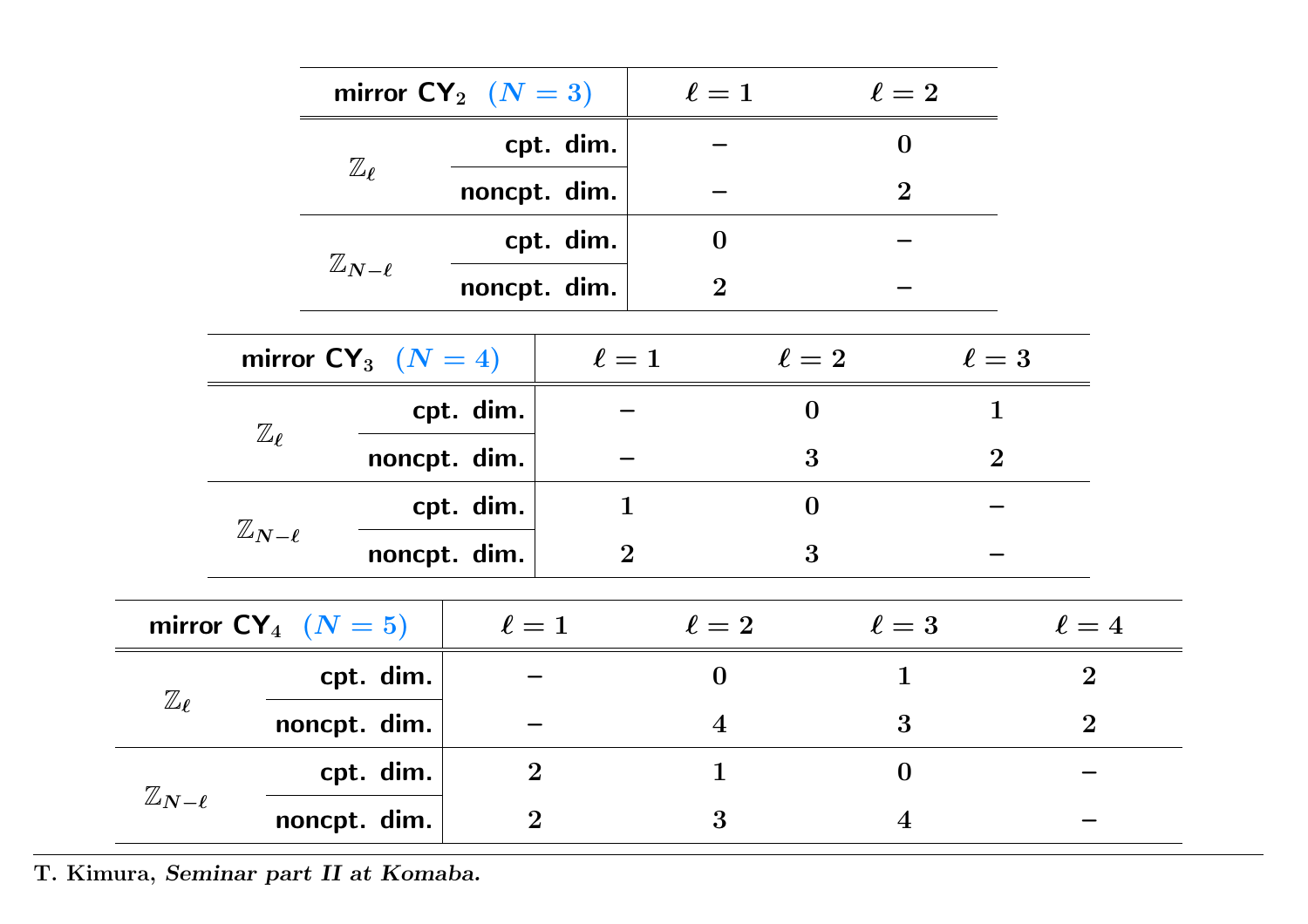| mirror $\mathsf{CY}_2$ $(N=3)$ | | $\ell=1$ | $\ell=2$ |
|---|---|---|---|
| $\mathbb{Z}_\ell$ | cpt. dim. | – | 0 |
| | noncpt. dim. | – | 2 |
| $\mathbb{Z}_{N-\ell}$ | cpt. dim. | 0 | – |
| | noncpt. dim. | 2 | – |

| mirror $\mathsf{CY}_3$ $(N=4)$ | | $\ell=1$ | $\ell=2$ | $\ell=3$ |
|---|---|---|---|---|
| $\mathbb{Z}_\ell$ | cpt. dim. | – | 0 | 1 |
| | noncpt. dim. | – | 3 | 2 |
| $\mathbb{Z}_{N-\ell}$ | cpt. dim. | 1 | 0 | – |
| | noncpt. dim. | 2 | 3 | – |

| mirror $\mathsf{CY}_4$ $(N=5)$ | | $\ell=1$ | $\ell=2$ | $\ell=3$ | $\ell=4$ |
|---|---|---|---|---|---|
| $\mathbb{Z}_\ell$ | cpt. dim. | – | 0 | 1 | 2 |
| | noncpt. dim. | – | 4 | 3 | 2 |
| $\mathbb{Z}_{N-\ell}$ | cpt. dim. | 2 | 1 | 0 | – |
| | noncpt. dim. | 2 | 3 | 4 | – |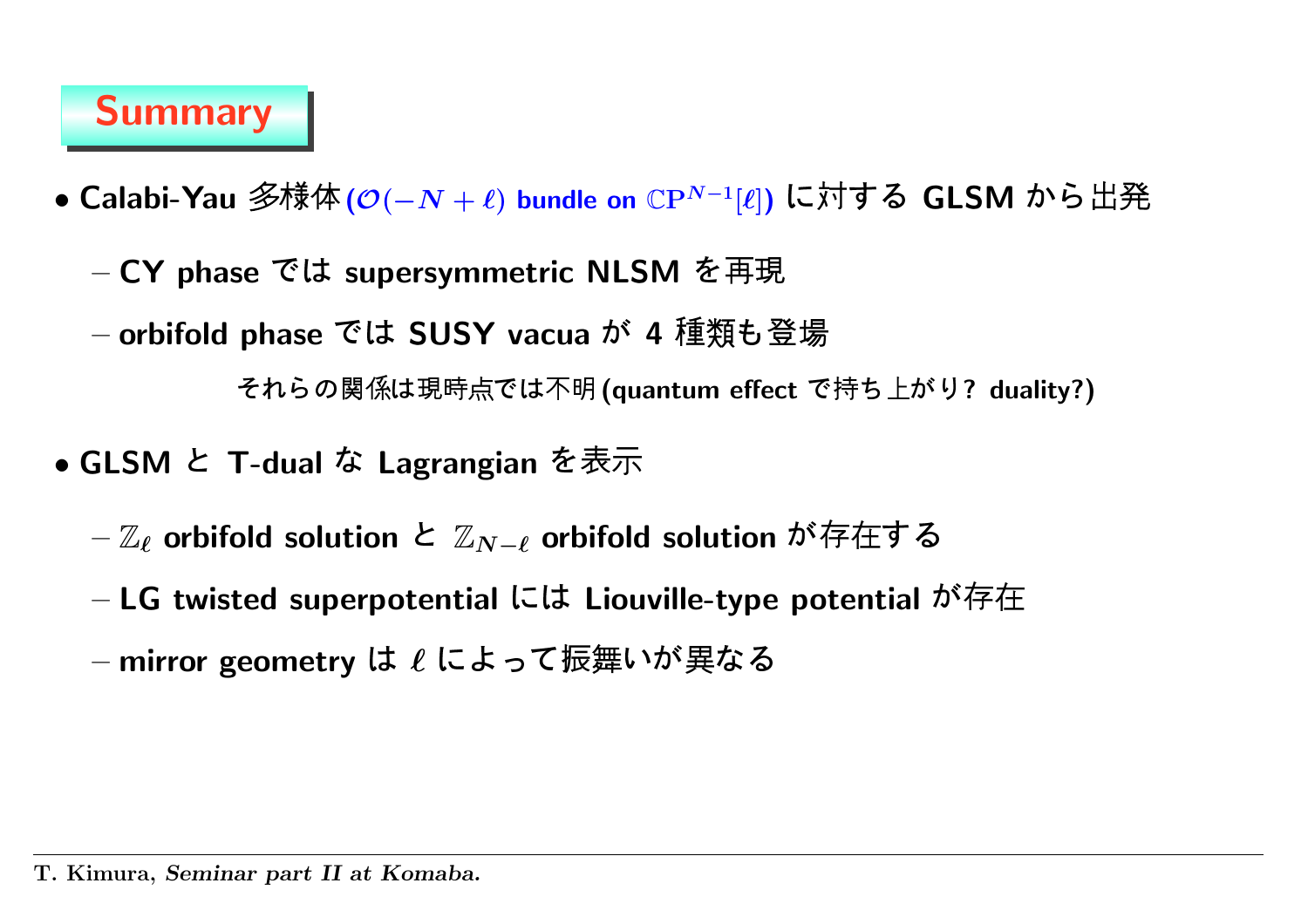# Summary

- **Calabi-Yau 多様体 ($\mathcal{O}(-N+\ell)$ bundle on $\mathbb{CP}^{N-1}[\ell]$) に対する GLSM から出発**
  - **CY phase では supersymmetric NLSM を再現**
  - **orbifold phase では SUSY vacua が 4 種類も登場**

    それらの関係は現時点では不明 (quantum effect で持ち上がり? duality?)

- **GLSM と T-dual な Lagrangian を表示**
  - **$\mathbb{Z}_\ell$ orbifold solution と $\mathbb{Z}_{N-\ell}$ orbifold solution が存在する**
  - **LG twisted superpotential には Liouville-type potential が存在**
  - **mirror geometry は $\ell$ によって振舞いが異なる**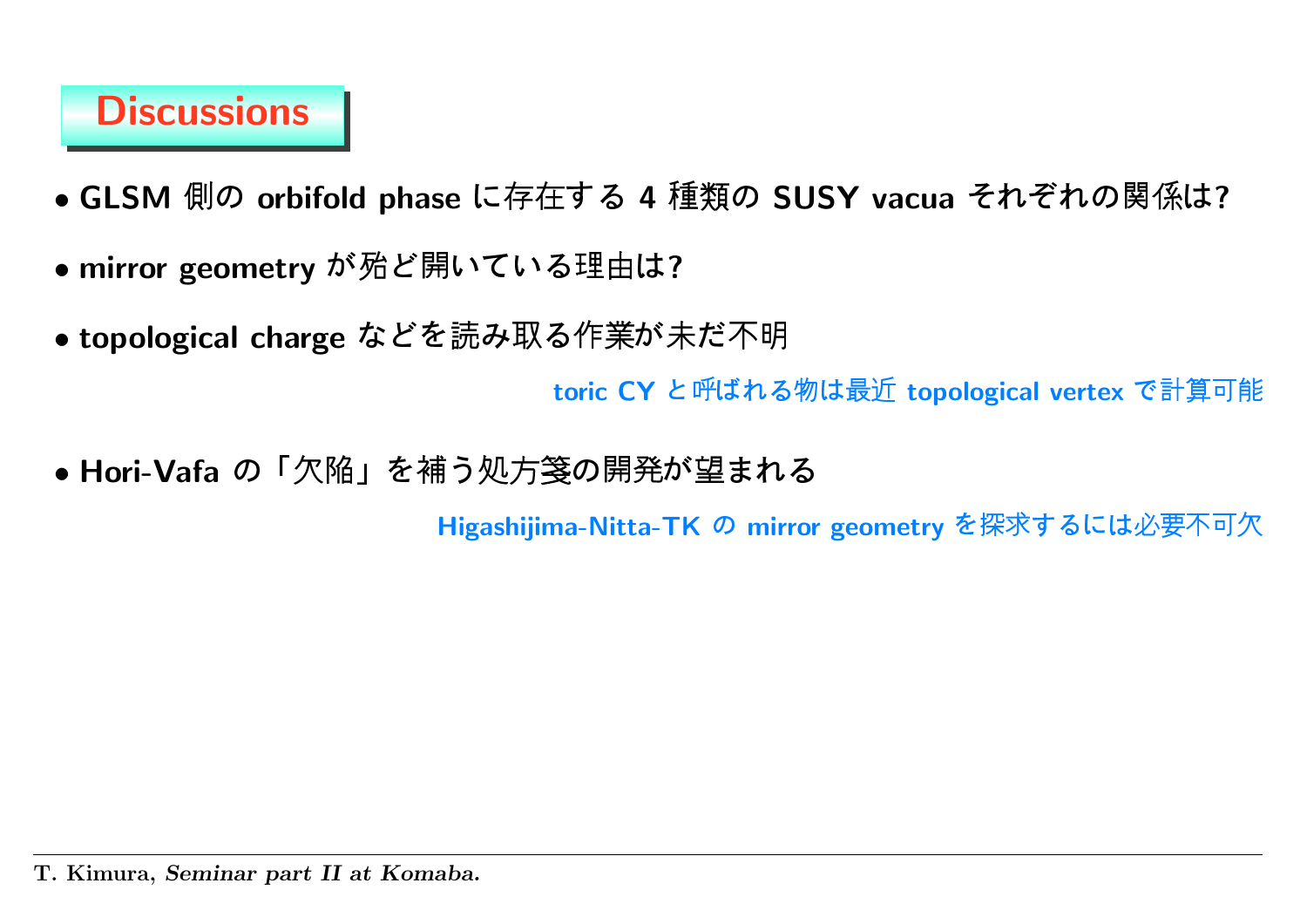# Discussions

- **GLSM 側の orbifold phase に存在する 4 種類の SUSY vacua それぞれの関係は?**

- **mirror geometry が殆ど開いている理由は?**

- **topological charge などを読み取る作業が未だ不明**

  toric CY と呼ばれる物は最近 topological vertex で計算可能

- **Hori-Vafa の「欠陥」を補う処方箋の開発が望まれる**

  Higashijima-Nitta-TK の mirror geometry を探求するには必要不可欠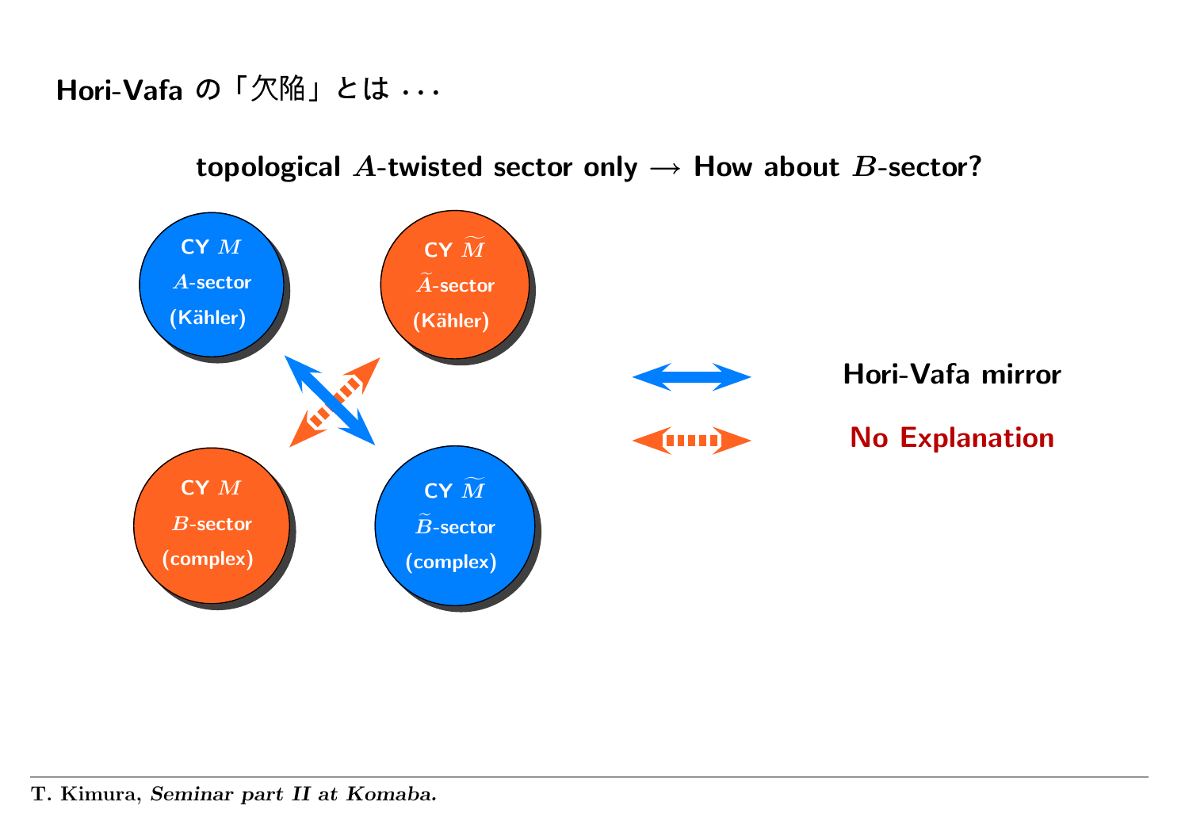## Hori-Vafa の「欠陥」とは . . .

**topological $A$-twisted sector only → How about $B$-sector?**

CY $M$
$A$-sector
(Kähler)

CY $\widetilde{M}$
$\widetilde{A}$-sector
(Kähler)

CY $M$
$B$-sector
(complex)

CY $\widetilde{M}$
$\widetilde{B}$-sector
(complex)

⟷ Hori-Vafa mirror

⟷ No Explanation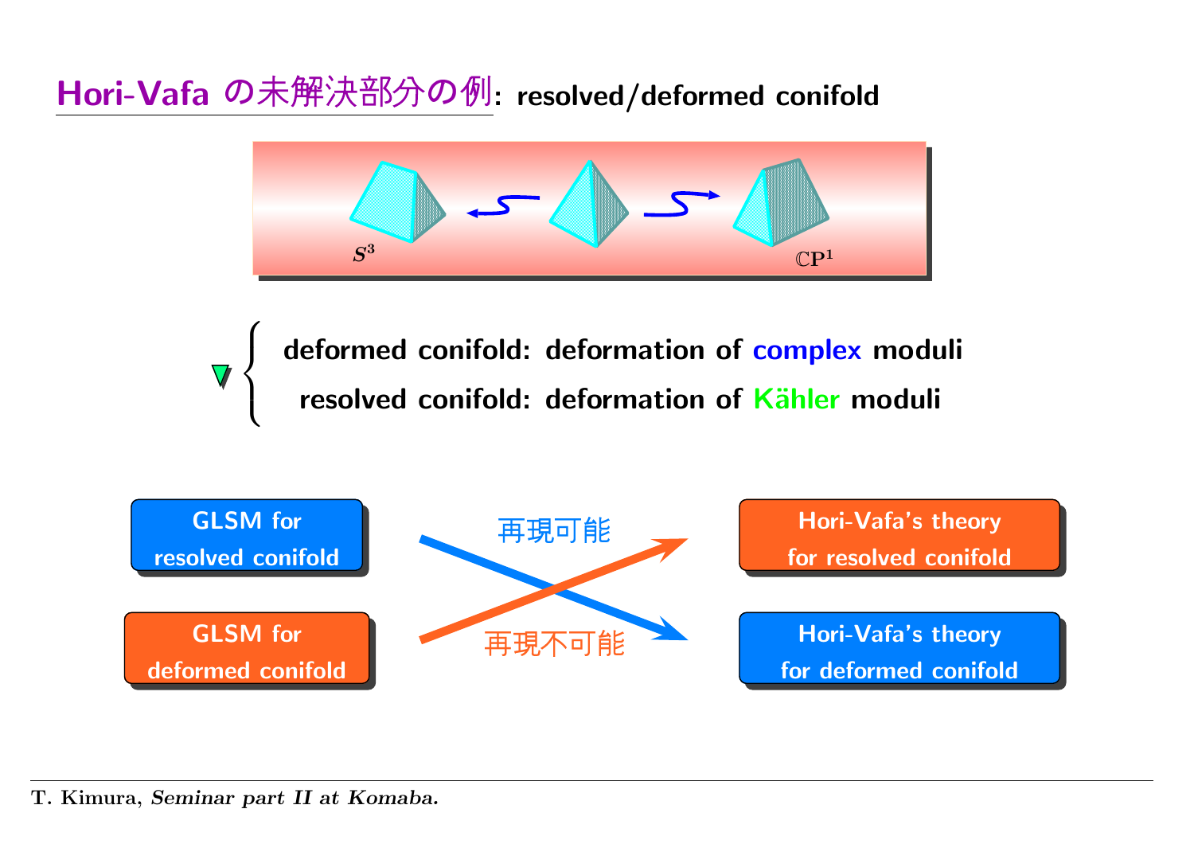# Hori-Vafa の未解決部分の例: resolved/deformed conifold

$S^3$ $\mathbb{C}\mathbf{P}^1$

- deformed conifold: deformation of complex moduli
- resolved conifold: deformation of Kähler moduli

GLSM for resolved conifold → Hori-Vafa's theory for deformed conifold: 再現可能

GLSM for deformed conifold → Hori-Vafa's theory for resolved conifold: 再現不可能

T. Kimura, *Seminar part II at Komaba.*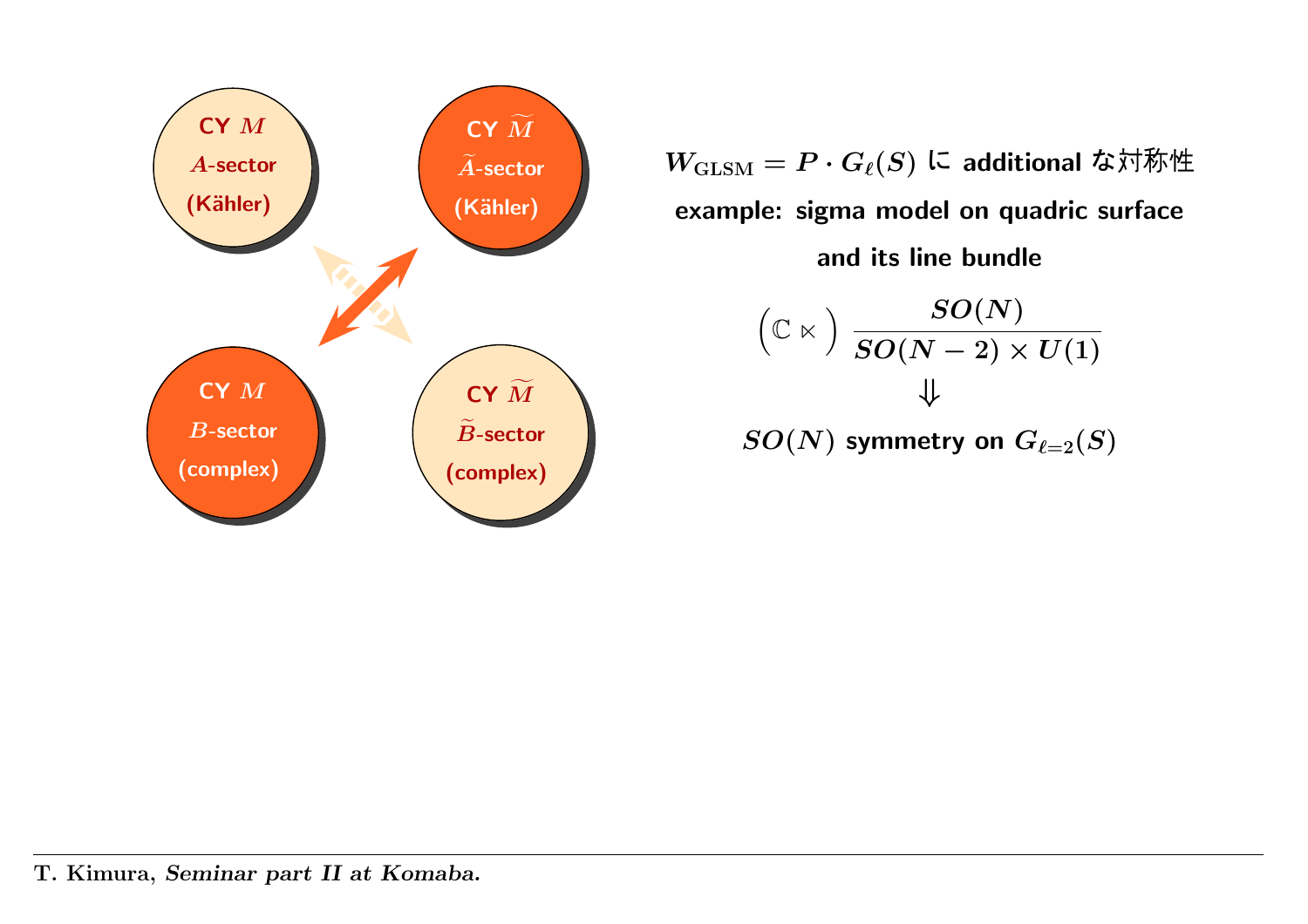CY $M$

$A$-sector

(Kähler)

CY $\widetilde{M}$

$\widetilde{A}$-sector

(Kähler)

CY $M$

$B$-sector

(complex)

CY $\widetilde{M}$

$\widetilde{B}$-sector

(complex)

$W_{\rm GLSM} = P \cdot G_\ell(S)$ に additional な対称性

example: sigma model on quadric surface

and its line bundle

$$\Big(\mathbb{C} \ltimes\Big) \ \frac{SO(N)}{SO(N-2) \times U(1)}$$

$$\Downarrow$$

$SO(N)$ symmetry on $G_{\ell=2}(S)$

T. Kimura, *Seminar part II at Komaba.*